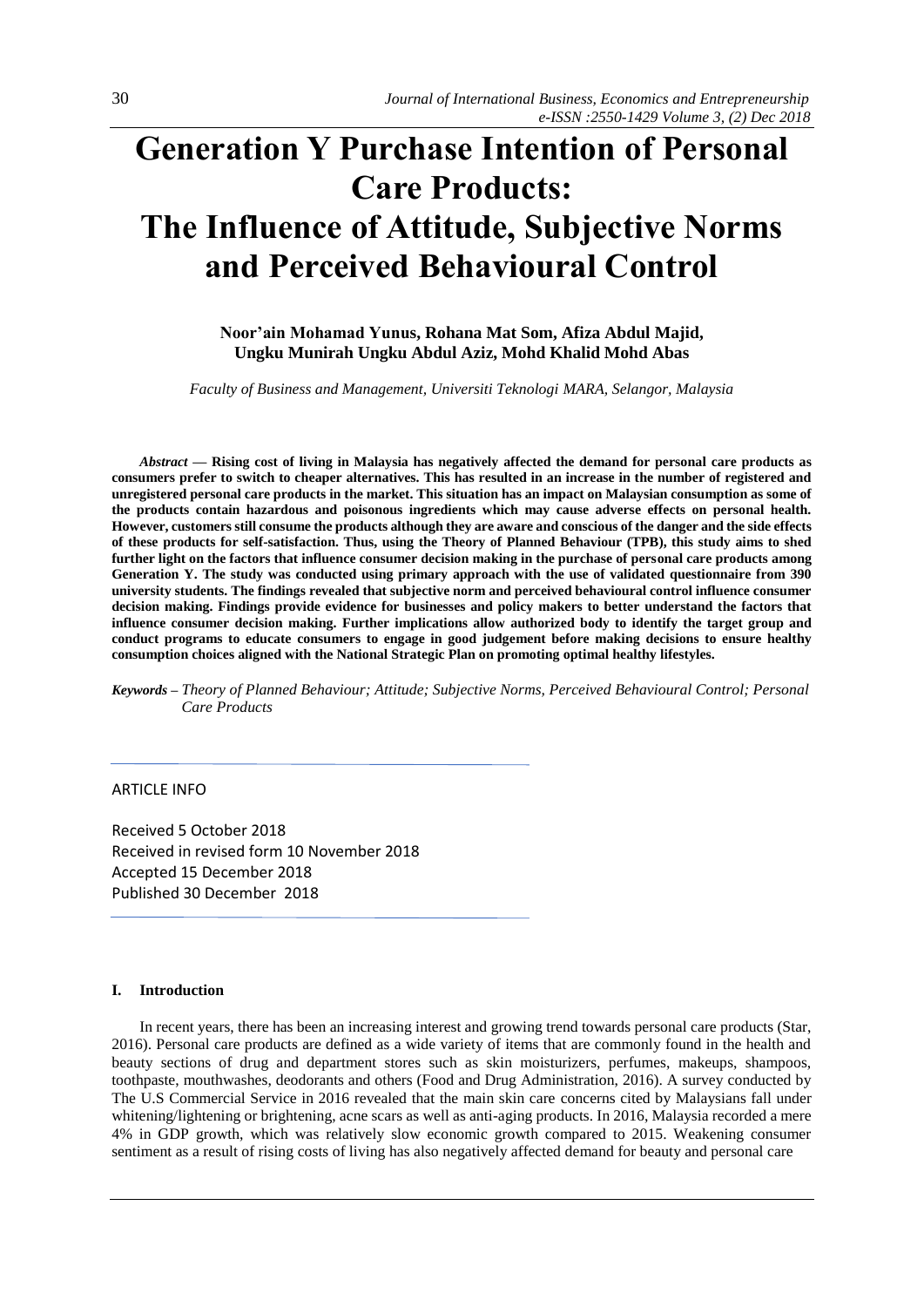# Generation Y Purchase Intention of Personal Care Products: The Influence of Attitude, Subjective Norms and Perceived Behavioural Control

**Noor'ain Mohamad Yunus, Rohana Mat Som, Afiza Abdul Majid, Ungku Munirah Ungku Abdul Aziz, Mohd Khalid Mohd Abas**

*Faculty of Business and Management, Universiti Teknologi MARA, Selangor, Malaysia*

*Abstract* — **Rising cost of living in Malaysia has negatively affected the demand for personal care products as consumers prefer to switch to cheaper alternatives. This has resulted in an increase in the number of registered and unregistered personal care products in the market. This situation has an impact on Malaysian consumption as some of the products contain hazardous and poisonous ingredients which may cause adverse effects on personal health. However, customers still consume the products although they are aware and conscious of the danger and the side effects of these products for self-satisfaction. Thus, using the Theory of Planned Behaviour (TPB), this study aims to shed further light on the factors that influence consumer decision making in the purchase of personal care products among Generation Y. The study was conducted using primary approach with the use of validated questionnaire from 390 university students. The findings revealed that subjective norm and perceived behavioural control influence consumer decision making. Findings provide evidence for businesses and policy makers to better understand the factors that influence consumer decision making. Further implications allow authorized body to identify the target group and conduct programs to educate consumers to engage in good judgement before making decisions to ensure healthy consumption choices aligned with the National Strategic Plan on promoting optimal healthy lifestyles.**

***Keywords*** – *Theory of Planned Behaviour; Attitude; Subjective Norms, Perceived Behavioural Control; Personal Care Products*

ARTICLE INFO

Received 5 October 2018
Received in revised form 10 November 2018
Accepted 15 December 2018
Published 30 December 2018

## I. Introduction

In recent years, there has been an increasing interest and growing trend towards personal care products (Star, 2016). Personal care products are defined as a wide variety of items that are commonly found in the health and beauty sections of drug and department stores such as skin moisturizers, perfumes, makeups, shampoos, toothpaste, mouthwashes, deodorants and others (Food and Drug Administration, 2016). A survey conducted by The U.S Commercial Service in 2016 revealed that the main skin care concerns cited by Malaysians fall under whitening/lightening or brightening, acne scars as well as anti-aging products. In 2016, Malaysia recorded a mere 4% in GDP growth, which was relatively slow economic growth compared to 2015. Weakening consumer sentiment as a result of rising costs of living has also negatively affected demand for beauty and personal care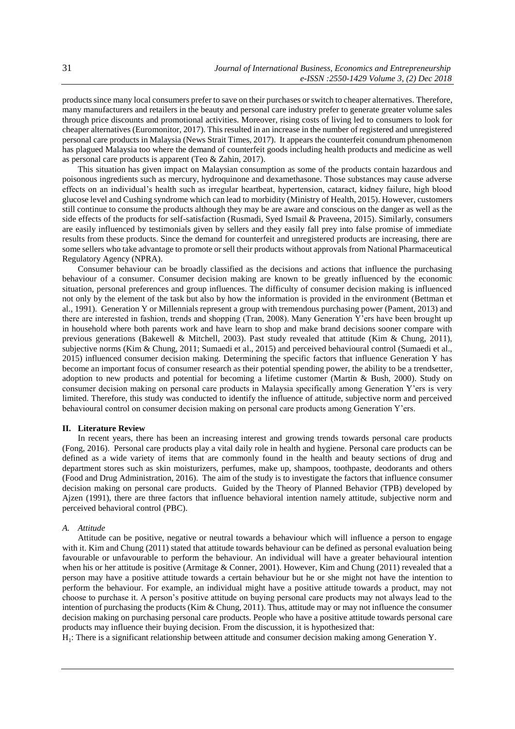products since many local consumers prefer to save on their purchases or switch to cheaper alternatives. Therefore, many manufacturers and retailers in the beauty and personal care industry prefer to generate greater volume sales through price discounts and promotional activities. Moreover, rising costs of living led to consumers to look for cheaper alternatives (Euromonitor, 2017). This resulted in an increase in the number of registered and unregistered personal care products in Malaysia (News Strait Times, 2017). It appears the counterfeit conundrum phenomenon has plagued Malaysia too where the demand of counterfeit goods including health products and medicine as well as personal care products is apparent (Teo & Zahin, 2017).

This situation has given impact on Malaysian consumption as some of the products contain hazardous and poisonous ingredients such as mercury, hydroquinone and dexamethasone. Those substances may cause adverse effects on an individual's health such as irregular heartbeat, hypertension, cataract, kidney failure, high blood glucose level and Cushing syndrome which can lead to morbidity (Ministry of Health, 2015). However, customers still continue to consume the products although they may be are aware and conscious on the danger as well as the side effects of the products for self-satisfaction (Rusmadi, Syed Ismail & Praveena, 2015). Similarly, consumers are easily influenced by testimonials given by sellers and they easily fall prey into false promise of immediate results from these products. Since the demand for counterfeit and unregistered products are increasing, there are some sellers who take advantage to promote or sell their products without approvals from National Pharmaceutical Regulatory Agency (NPRA).

Consumer behaviour can be broadly classified as the decisions and actions that influence the purchasing behaviour of a consumer. Consumer decision making are known to be greatly influenced by the economic situation, personal preferences and group influences. The difficulty of consumer decision making is influenced not only by the element of the task but also by how the information is provided in the environment (Bettman et al., 1991). Generation Y or Millennials represent a group with tremendous purchasing power (Pament, 2013) and there are interested in fashion, trends and shopping (Tran, 2008). Many Generation Y'ers have been brought up in household where both parents work and have learn to shop and make brand decisions sooner compare with previous generations (Bakewell & Mitchell, 2003). Past study revealed that attitude (Kim & Chung, 2011), subjective norms (Kim & Chung, 2011; Sumaedi et al., 2015) and perceived behavioural control (Sumaedi et al., 2015) influenced consumer decision making. Determining the specific factors that influence Generation Y has become an important focus of consumer research as their potential spending power, the ability to be a trendsetter, adoption to new products and potential for becoming a lifetime customer (Martin & Bush, 2000). Study on consumer decision making on personal care products in Malaysia specifically among Generation Y'ers is very limited. Therefore, this study was conducted to identify the influence of attitude, subjective norm and perceived behavioural control on consumer decision making on personal care products among Generation Y'ers.

## II. Literature Review

In recent years, there has been an increasing interest and growing trends towards personal care products (Fong, 2016). Personal care products play a vital daily role in health and hygiene. Personal care products can be defined as a wide variety of items that are commonly found in the health and beauty sections of drug and department stores such as skin moisturizers, perfumes, make up, shampoos, toothpaste, deodorants and others (Food and Drug Administration, 2016). The aim of the study is to investigate the factors that influence consumer decision making on personal care products. Guided by the Theory of Planned Behavior (TPB) developed by Ajzen (1991), there are three factors that influence behavioral intention namely attitude, subjective norm and perceived behavioral control (PBC).

### *A. Attitude*

Attitude can be positive, negative or neutral towards a behaviour which will influence a person to engage with it. Kim and Chung (2011) stated that attitude towards behaviour can be defined as personal evaluation being favourable or unfavourable to perform the behaviour. An individual will have a greater behavioural intention when his or her attitude is positive (Armitage & Conner, 2001). However, Kim and Chung (2011) revealed that a person may have a positive attitude towards a certain behaviour but he or she might not have the intention to perform the behaviour. For example, an individual might have a positive attitude towards a product, may not choose to purchase it. A person's positive attitude on buying personal care products may not always lead to the intention of purchasing the products (Kim & Chung, 2011). Thus, attitude may or may not influence the consumer decision making on purchasing personal care products. People who have a positive attitude towards personal care products may influence their buying decision. From the discussion, it is hypothesized that:

$H_1$: There is a significant relationship between attitude and consumer decision making among Generation Y.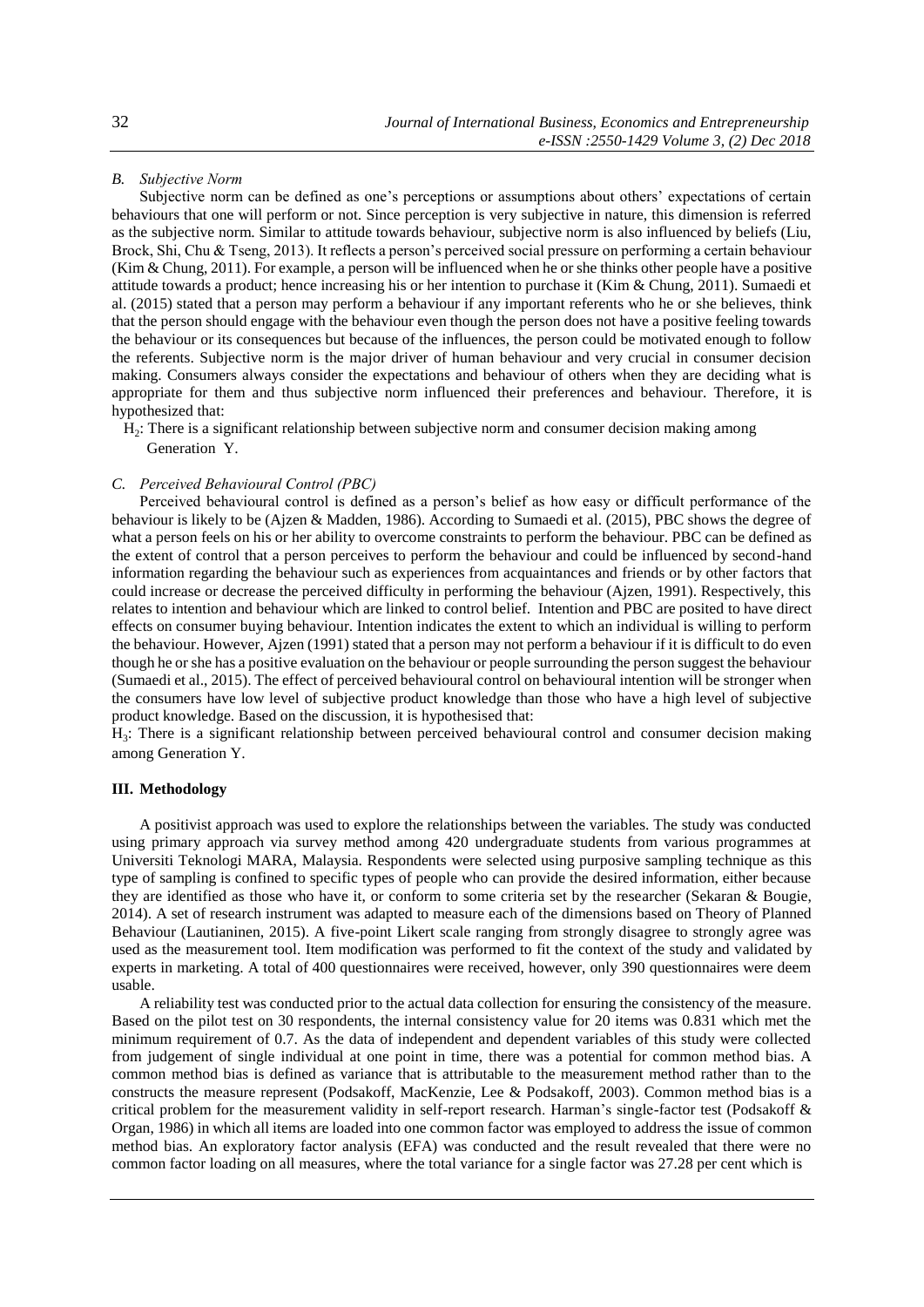### *B. Subjective Norm*

Subjective norm can be defined as one's perceptions or assumptions about others' expectations of certain behaviours that one will perform or not. Since perception is very subjective in nature, this dimension is referred as the subjective norm. Similar to attitude towards behaviour, subjective norm is also influenced by beliefs (Liu, Brock, Shi, Chu & Tseng, 2013). It reflects a person's perceived social pressure on performing a certain behaviour (Kim & Chung, 2011). For example, a person will be influenced when he or she thinks other people have a positive attitude towards a product; hence increasing his or her intention to purchase it (Kim & Chung, 2011). Sumaedi et al. (2015) stated that a person may perform a behaviour if any important referents who he or she believes, think that the person should engage with the behaviour even though the person does not have a positive feeling towards the behaviour or its consequences but because of the influences, the person could be motivated enough to follow the referents. Subjective norm is the major driver of human behaviour and very crucial in consumer decision making. Consumers always consider the expectations and behaviour of others when they are deciding what is appropriate for them and thus subjective norm influenced their preferences and behaviour. Therefore, it is hypothesized that:

$H_2$: There is a significant relationship between subjective norm and consumer decision making among Generation Y.

### *C. Perceived Behavioural Control (PBC)*

Perceived behavioural control is defined as a person's belief as how easy or difficult performance of the behaviour is likely to be (Ajzen & Madden, 1986). According to Sumaedi et al. (2015), PBC shows the degree of what a person feels on his or her ability to overcome constraints to perform the behaviour. PBC can be defined as the extent of control that a person perceives to perform the behaviour and could be influenced by second-hand information regarding the behaviour such as experiences from acquaintances and friends or by other factors that could increase or decrease the perceived difficulty in performing the behaviour (Ajzen, 1991). Respectively, this relates to intention and behaviour which are linked to control belief. Intention and PBC are posited to have direct effects on consumer buying behaviour. Intention indicates the extent to which an individual is willing to perform the behaviour. However, Ajzen (1991) stated that a person may not perform a behaviour if it is difficult to do even though he or she has a positive evaluation on the behaviour or people surrounding the person suggest the behaviour (Sumaedi et al., 2015). The effect of perceived behavioural control on behavioural intention will be stronger when the consumers have low level of subjective product knowledge than those who have a high level of subjective product knowledge. Based on the discussion, it is hypothesised that:

$H_3$: There is a significant relationship between perceived behavioural control and consumer decision making among Generation Y.

## III. Methodology

A positivist approach was used to explore the relationships between the variables. The study was conducted using primary approach via survey method among 420 undergraduate students from various programmes at Universiti Teknologi MARA, Malaysia. Respondents were selected using purposive sampling technique as this type of sampling is confined to specific types of people who can provide the desired information, either because they are identified as those who have it, or conform to some criteria set by the researcher (Sekaran & Bougie, 2014). A set of research instrument was adapted to measure each of the dimensions based on Theory of Planned Behaviour (Lautianinen, 2015). A five-point Likert scale ranging from strongly disagree to strongly agree was used as the measurement tool. Item modification was performed to fit the context of the study and validated by experts in marketing. A total of 400 questionnaires were received, however, only 390 questionnaires were deem usable.

A reliability test was conducted prior to the actual data collection for ensuring the consistency of the measure. Based on the pilot test on 30 respondents, the internal consistency value for 20 items was 0.831 which met the minimum requirement of 0.7. As the data of independent and dependent variables of this study were collected from judgement of single individual at one point in time, there was a potential for common method bias. A common method bias is defined as variance that is attributable to the measurement method rather than to the constructs the measure represent (Podsakoff, MacKenzie, Lee & Podsakoff, 2003). Common method bias is a critical problem for the measurement validity in self-report research. Harman's single-factor test (Podsakoff & Organ, 1986) in which all items are loaded into one common factor was employed to address the issue of common method bias. An exploratory factor analysis (EFA) was conducted and the result revealed that there were no common factor loading on all measures, where the total variance for a single factor was 27.28 per cent which is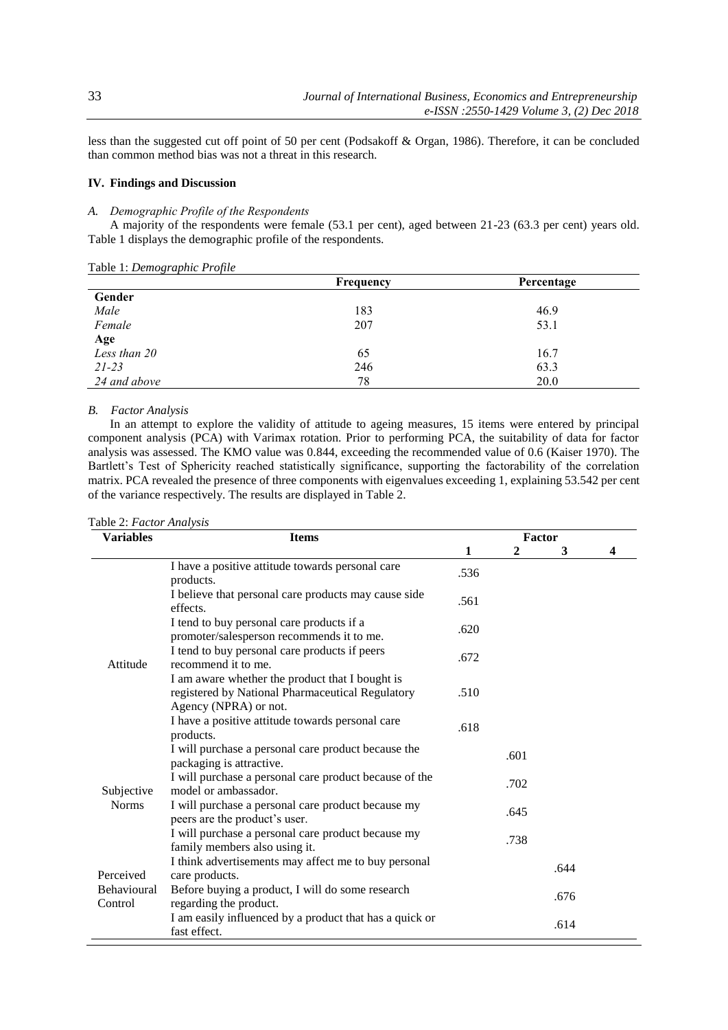less than the suggested cut off point of 50 per cent (Podsakoff & Organ, 1986). Therefore, it can be concluded than common method bias was not a threat in this research.

### IV. Findings and Discussion

#### *A. Demographic Profile of the Respondents*

A majority of the respondents were female (53.1 per cent), aged between 21-23 (63.3 per cent) years old. Table 1 displays the demographic profile of the respondents.

Table 1: *Demographic Profile*

| | Frequency | Percentage |
|---|---|---|
| **Gender** | | |
| *Male* | 183 | 46.9 |
| *Female* | 207 | 53.1 |
| **Age** | | |
| *Less than 20* | 65 | 16.7 |
| *21-23* | 246 | 63.3 |
| *24 and above* | 78 | 20.0 |

#### *B. Factor Analysis*

In an attempt to explore the validity of attitude to ageing measures, 15 items were entered by principal component analysis (PCA) with Varimax rotation. Prior to performing PCA, the suitability of data for factor analysis was assessed. The KMO value was 0.844, exceeding the recommended value of 0.6 (Kaiser 1970). The Bartlett's Test of Sphericity reached statistically significance, supporting the factorability of the correlation matrix. PCA revealed the presence of three components with eigenvalues exceeding 1, explaining 53.542 per cent of the variance respectively. The results are displayed in Table 2.

Table 2: *Factor Analysis*

| Variables | Items | Factor 1 | Factor 2 | Factor 3 | Factor 4 |
|---|---|---|---|---|---|
| Attitude | I have a positive attitude towards personal care products. | .536 | | | |
| | I believe that personal care products may cause side effects. | .561 | | | |
| | I tend to buy personal care products if a promoter/salesperson recommends it to me. | .620 | | | |
| | I tend to buy personal care products if peers recommend it to me. | .672 | | | |
| | I am aware whether the product that I bought is registered by National Pharmaceutical Regulatory Agency (NPRA) or not. | .510 | | | |
| | I have a positive attitude towards personal care products. | .618 | | | |
| Subjective Norms | I will purchase a personal care product because the packaging is attractive. | | .601 | | |
| | I will purchase a personal care product because of the model or ambassador. | | .702 | | |
| | I will purchase a personal care product because my peers are the product's user. | | .645 | | |
| | I will purchase a personal care product because my family members also using it. | | .738 | | |
| Perceived Behavioural Control | I think advertisements may affect me to buy personal care products. | | | .644 | |
| | Before buying a product, I will do some research regarding the product. | | | .676 | |
| | I am easily influenced by a product that has a quick or fast effect. | | | .614 | |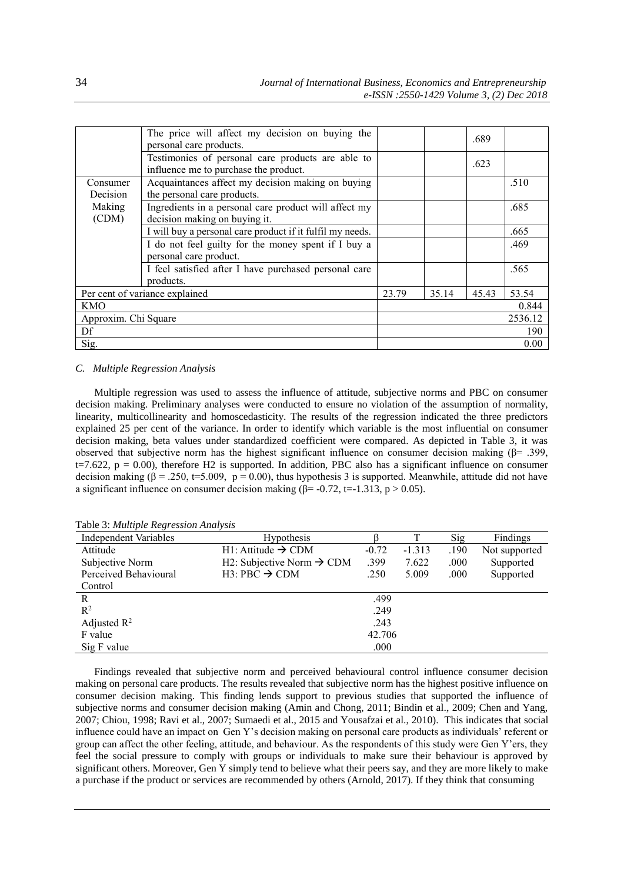|  | The price will affect my decision on buying the personal care products. |  |  | .689 |  |
|---|---|---|---|---|---|
|  | Testimonies of personal care products are able to influence me to purchase the product. |  |  | .623 |  |
| Consumer Decision Making (CDM) | Acquaintances affect my decision making on buying the personal care products. |  |  |  | .510 |
|  | Ingredients in a personal care product will affect my decision making on buying it. |  |  |  | .685 |
|  | I will buy a personal care product if it fulfil my needs. |  |  |  | .665 |
|  | I do not feel guilty for the money spent if I buy a personal care product. |  |  |  | .469 |
|  | I feel satisfied after I have purchased personal care products. |  |  |  | .565 |
| Per cent of variance explained |  | 23.79 | 35.14 | 45.43 | 53.54 |
| KMO |  |  |  |  | 0.844 |
| Approxim. Chi Square |  |  |  |  | 2536.12 |
| Df |  |  |  |  | 190 |
| Sig. |  |  |  |  | 0.00 |

### *C. Multiple Regression Analysis*

Multiple regression was used to assess the influence of attitude, subjective norms and PBC on consumer decision making. Preliminary analyses were conducted to ensure no violation of the assumption of normality, linearity, multicollinearity and homoscedasticity. The results of the regression indicated the three predictors explained 25 per cent of the variance. In order to identify which variable is the most influential on consumer decision making, beta values under standardized coefficient were compared. As depicted in Table 3, it was observed that subjective norm has the highest significant influence on consumer decision making ($\beta = .399$, $t=7.622$, $p = 0.00$), therefore H2 is supported. In addition, PBC also has a significant influence on consumer decision making ($\beta = .250$, $t=5.009$, $p = 0.00$), thus hypothesis 3 is supported. Meanwhile, attitude did not have a significant influence on consumer decision making ($\beta = -0.72$, $t=-1.313$, $p > 0.05$).

Table 3: *Multiple Regression Analysis*

| Independent Variables | Hypothesis | β | T | Sig | Findings |
|---|---|---|---|---|---|
| Attitude | H1: Attitude → CDM | -0.72 | -1.313 | .190 | Not supported |
| Subjective Norm | H2: Subjective Norm → CDM | .399 | 7.622 | .000 | Supported |
| Perceived Behavioural Control | H3: PBC → CDM | .250 | 5.009 | .000 | Supported |
| R |  | .499 |  |  |  |
| $R^2$ |  | .249 |  |  |  |
| Adjusted $R^2$ |  | .243 |  |  |  |
| F value |  | 42.706 |  |  |  |
| Sig F value |  | .000 |  |  |  |

Findings revealed that subjective norm and perceived behavioural control influence consumer decision making on personal care products. The results revealed that subjective norm has the highest positive influence on consumer decision making. This finding lends support to previous studies that supported the influence of subjective norms and consumer decision making (Amin and Chong, 2011; Bindin et al., 2009; Chen and Yang, 2007; Chiou, 1998; Ravi et al., 2007; Sumaedi et al., 2015 and Yousafzai et al., 2010). This indicates that social influence could have an impact on Gen Y's decision making on personal care products as individuals' referent or group can affect the other feeling, attitude, and behaviour. As the respondents of this study were Gen Y'ers, they feel the social pressure to comply with groups or individuals to make sure their behaviour is approved by significant others. Moreover, Gen Y simply tend to believe what their peers say, and they are more likely to make a purchase if the product or services are recommended by others (Arnold, 2017). If they think that consuming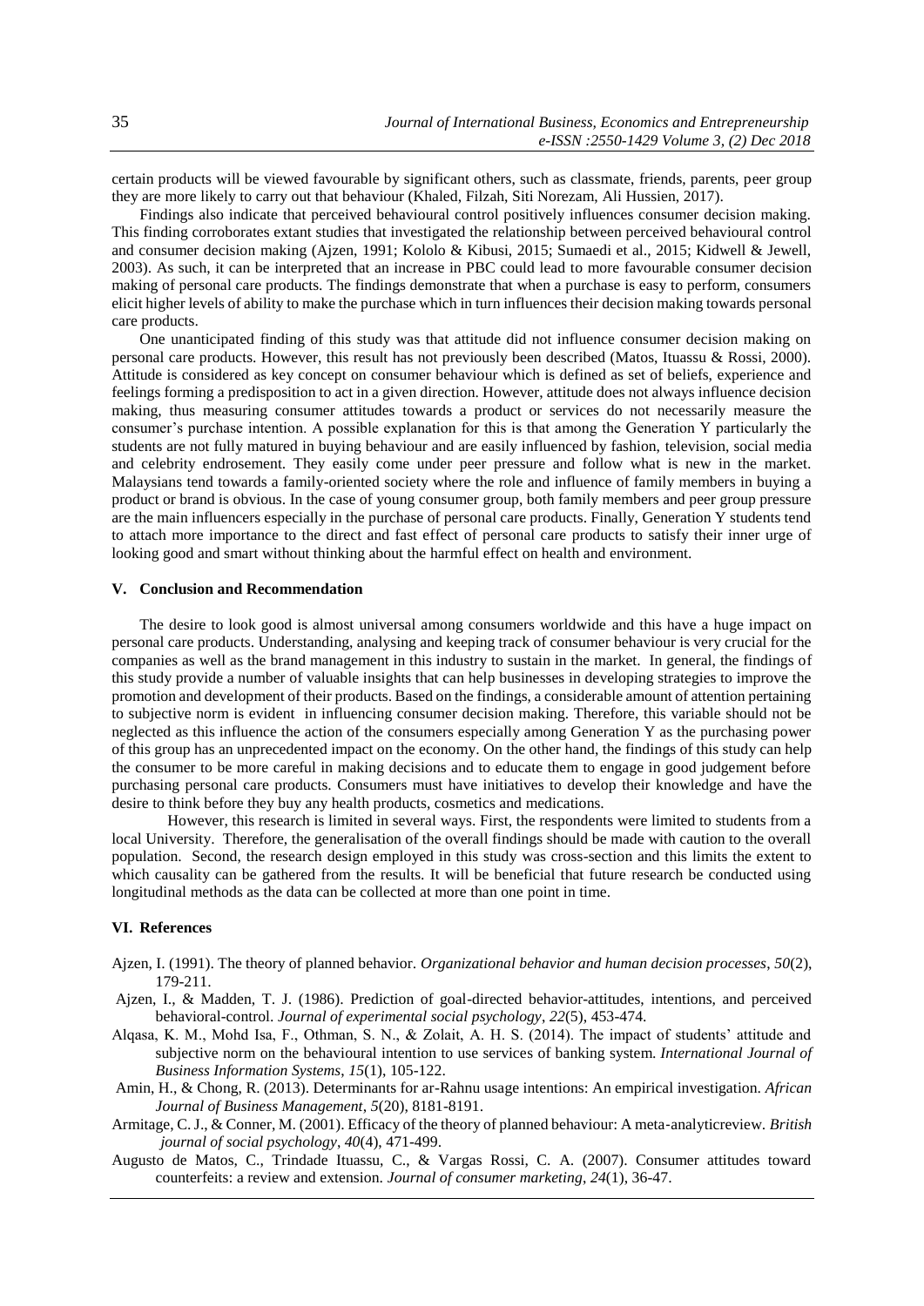certain products will be viewed favourable by significant others, such as classmate, friends, parents, peer group they are more likely to carry out that behaviour (Khaled, Filzah, Siti Norezam, Ali Hussien, 2017).

Findings also indicate that perceived behavioural control positively influences consumer decision making. This finding corroborates extant studies that investigated the relationship between perceived behavioural control and consumer decision making (Ajzen, 1991; Kololo & Kibusi, 2015; Sumaedi et al., 2015; Kidwell & Jewell, 2003). As such, it can be interpreted that an increase in PBC could lead to more favourable consumer decision making of personal care products. The findings demonstrate that when a purchase is easy to perform, consumers elicit higher levels of ability to make the purchase which in turn influences their decision making towards personal care products.

One unanticipated finding of this study was that attitude did not influence consumer decision making on personal care products. However, this result has not previously been described (Matos, Ituassu & Rossi, 2000). Attitude is considered as key concept on consumer behaviour which is defined as set of beliefs, experience and feelings forming a predisposition to act in a given direction. However, attitude does not always influence decision making, thus measuring consumer attitudes towards a product or services do not necessarily measure the consumer's purchase intention. A possible explanation for this is that among the Generation Y particularly the students are not fully matured in buying behaviour and are easily influenced by fashion, television, social media and celebrity endrosement. They easily come under peer pressure and follow what is new in the market. Malaysians tend towards a family-oriented society where the role and influence of family members in buying a product or brand is obvious. In the case of young consumer group, both family members and peer group pressure are the main influencers especially in the purchase of personal care products. Finally, Generation Y students tend to attach more importance to the direct and fast effect of personal care products to satisfy their inner urge of looking good and smart without thinking about the harmful effect on health and environment.

## V. Conclusion and Recommendation

The desire to look good is almost universal among consumers worldwide and this have a huge impact on personal care products. Understanding, analysing and keeping track of consumer behaviour is very crucial for the companies as well as the brand management in this industry to sustain in the market. In general, the findings of this study provide a number of valuable insights that can help businesses in developing strategies to improve the promotion and development of their products. Based on the findings, a considerable amount of attention pertaining to subjective norm is evident in influencing consumer decision making. Therefore, this variable should not be neglected as this influence the action of the consumers especially among Generation Y as the purchasing power of this group has an unprecedented impact on the economy. On the other hand, the findings of this study can help the consumer to be more careful in making decisions and to educate them to engage in good judgement before purchasing personal care products. Consumers must have initiatives to develop their knowledge and have the desire to think before they buy any health products, cosmetics and medications.

However, this research is limited in several ways. First, the respondents were limited to students from a local University. Therefore, the generalisation of the overall findings should be made with caution to the overall population. Second, the research design employed in this study was cross-section and this limits the extent to which causality can be gathered from the results. It will be beneficial that future research be conducted using longitudinal methods as the data can be collected at more than one point in time.

## VI. References

Ajzen, I. (1991). The theory of planned behavior. *Organizational behavior and human decision processes*, *50*(2), 179-211.

Ajzen, I., & Madden, T. J. (1986). Prediction of goal-directed behavior-attitudes, intentions, and perceived behavioral-control. *Journal of experimental social psychology*, *22*(5), 453-474.

Alqasa, K. M., Mohd Isa, F., Othman, S. N., & Zolait, A. H. S. (2014). The impact of students' attitude and subjective norm on the behavioural intention to use services of banking system. *International Journal of Business Information Systems*, *15*(1), 105-122.

Amin, H., & Chong, R. (2013). Determinants for ar-Rahnu usage intentions: An empirical investigation. *African Journal of Business Management*, *5*(20), 8181-8191.

Armitage, C. J., & Conner, M. (2001). Efficacy of the theory of planned behaviour: A meta-analyticreview. *British journal of social psychology*, *40*(4), 471-499.

Augusto de Matos, C., Trindade Ituassu, C., & Vargas Rossi, C. A. (2007). Consumer attitudes toward counterfeits: a review and extension. *Journal of consumer marketing*, *24*(1), 36-47.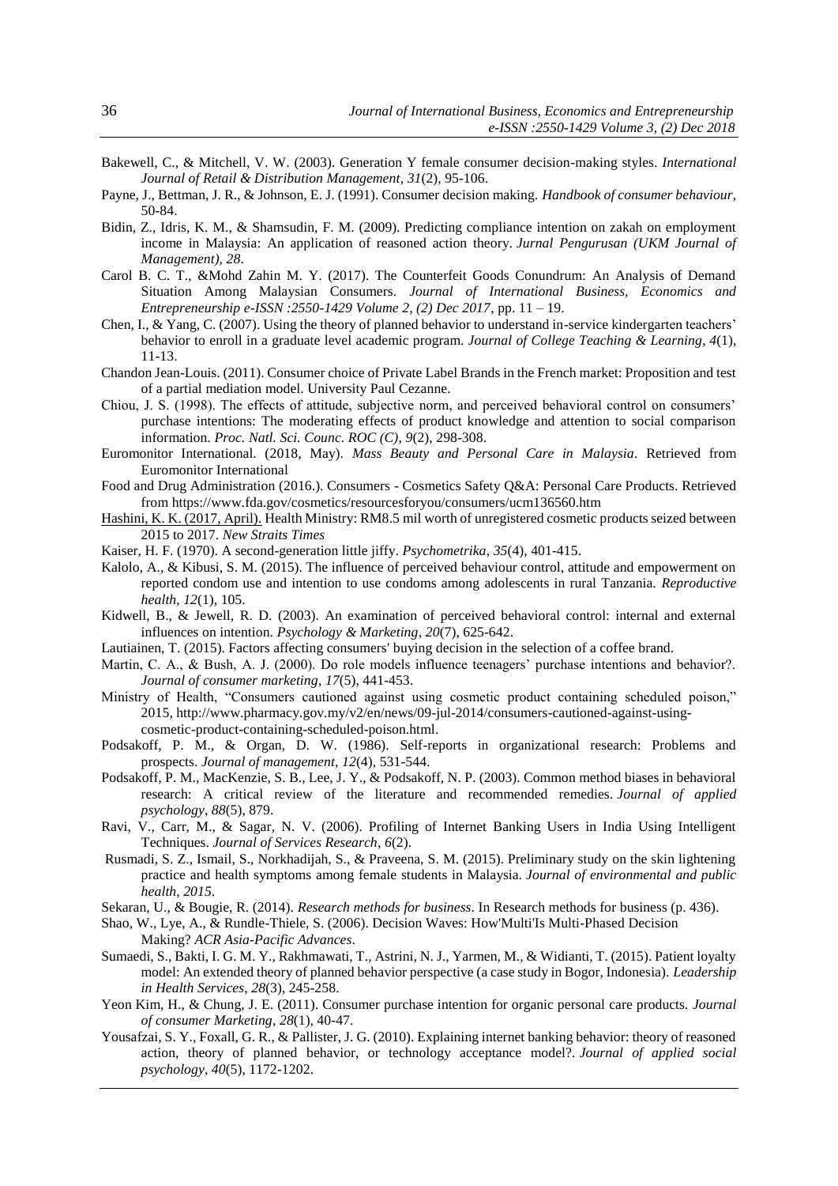Bakewell, C., & Mitchell, V. W. (2003). Generation Y female consumer decision-making styles. *International Journal of Retail & Distribution Management*, *31*(2), 95-106.

Payne, J., Bettman, J. R., & Johnson, E. J. (1991). Consumer decision making. *Handbook of consumer behaviour*, 50-84.

Bidin, Z., Idris, K. M., & Shamsudin, F. M. (2009). Predicting compliance intention on zakah on employment income in Malaysia: An application of reasoned action theory. *Jurnal Pengurusan (UKM Journal of Management)*, *28*.

Carol B. C. T., &Mohd Zahin M. Y. (2017). The Counterfeit Goods Conundrum: An Analysis of Demand Situation Among Malaysian Consumers. *Journal of International Business, Economics and Entrepreneurship e-ISSN :2550-1429 Volume 2, (2) Dec 2017*, pp. 11 – 19.

Chen, I., & Yang, C. (2007). Using the theory of planned behavior to understand in-service kindergarten teachers' behavior to enroll in a graduate level academic program. *Journal of College Teaching & Learning*, *4*(1), 11-13.

Chandon Jean-Louis. (2011). Consumer choice of Private Label Brands in the French market: Proposition and test of a partial mediation model. University Paul Cezanne.

Chiou, J. S. (1998). The effects of attitude, subjective norm, and perceived behavioral control on consumers' purchase intentions: The moderating effects of product knowledge and attention to social comparison information. *Proc. Natl. Sci. Counc. ROC (C)*, *9*(2), 298-308.

Euromonitor International. (2018, May). *Mass Beauty and Personal Care in Malaysia*. Retrieved from Euromonitor International

Food and Drug Administration (2016.). Consumers - Cosmetics Safety Q&A: Personal Care Products. Retrieved from https://www.fda.gov/cosmetics/resourcesforyou/consumers/ucm136560.htm

Hashini, K. K. (2017, April). Health Ministry: RM8.5 mil worth of unregistered cosmetic products seized between 2015 to 2017. *New Straits Times*

Kaiser, H. F. (1970). A second-generation little jiffy. *Psychometrika*, *35*(4), 401-415.

Kalolo, A., & Kibusi, S. M. (2015). The influence of perceived behaviour control, attitude and empowerment on reported condom use and intention to use condoms among adolescents in rural Tanzania. *Reproductive health*, *12*(1), 105.

Kidwell, B., & Jewell, R. D. (2003). An examination of perceived behavioral control: internal and external influences on intention. *Psychology & Marketing*, *20*(7), 625-642.

Lautiainen, T. (2015). Factors affecting consumers' buying decision in the selection of a coffee brand.

Martin, C. A., & Bush, A. J. (2000). Do role models influence teenagers' purchase intentions and behavior?. *Journal of consumer marketing*, *17*(5), 441-453.

Ministry of Health, "Consumers cautioned against using cosmetic product containing scheduled poison," 2015, http://www.pharmacy.gov.my/v2/en/news/09-jul-2014/consumers-cautioned-against-using-cosmetic-product-containing-scheduled-poison.html.

Podsakoff, P. M., & Organ, D. W. (1986). Self-reports in organizational research: Problems and prospects. *Journal of management*, *12*(4), 531-544.

Podsakoff, P. M., MacKenzie, S. B., Lee, J. Y., & Podsakoff, N. P. (2003). Common method biases in behavioral research: A critical review of the literature and recommended remedies. *Journal of applied psychology*, *88*(5), 879.

Ravi, V., Carr, M., & Sagar, N. V. (2006). Profiling of Internet Banking Users in India Using Intelligent Techniques. *Journal of Services Research*, *6*(2).

Rusmadi, S. Z., Ismail, S., Norkhadijah, S., & Praveena, S. M. (2015). Preliminary study on the skin lightening practice and health symptoms among female students in Malaysia. *Journal of environmental and public health*, *2015*.

Sekaran, U., & Bougie, R. (2014). *Research methods for business*. In Research methods for business (p. 436).

Shao, W., Lye, A., & Rundle-Thiele, S. (2006). Decision Waves: How'Multi'Is Multi-Phased Decision Making? *ACR Asia-Pacific Advances*.

Sumaedi, S., Bakti, I. G. M. Y., Rakhmawati, T., Astrini, N. J., Yarmen, M., & Widianti, T. (2015). Patient loyalty model: An extended theory of planned behavior perspective (a case study in Bogor, Indonesia). *Leadership in Health Services*, *28*(3), 245-258.

Yeon Kim, H., & Chung, J. E. (2011). Consumer purchase intention for organic personal care products. *Journal of consumer Marketing*, *28*(1), 40-47.

Yousafzai, S. Y., Foxall, G. R., & Pallister, J. G. (2010). Explaining internet banking behavior: theory of reasoned action, theory of planned behavior, or technology acceptance model?. *Journal of applied social psychology*, *40*(5), 1172-1202.